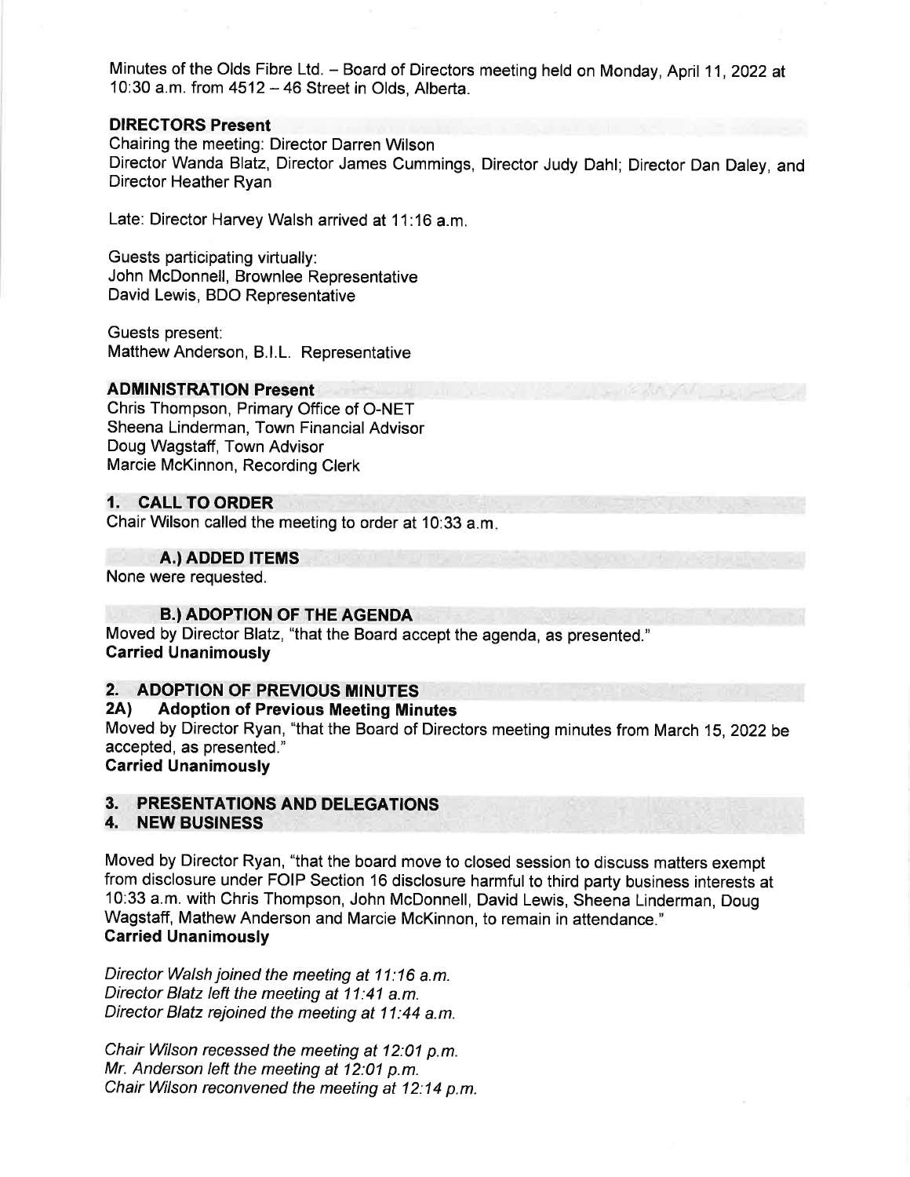Minutes of the Olds Fibre Ltd. – Board of Directors meeting held on Monday, April 11, 2022 at 10:30 a.m. from 4512 – 46 Street in Olds, Alberta.

## DIRECTORS Present

Chairing the meeting: Director Darren Wilson
Director Wanda Blatz, Director James Cummings, Director Judy Dahl; Director Dan Daley, and Director Heather Ryan

Late: Director Harvey Walsh arrived at 11:16 a.m.

Guests participating virtually:
John McDonnell, Brownlee Representative
David Lewis, BDO Representative

Guests present:
Matthew Anderson, B.I.L. Representative

## ADMINISTRATION Present

Chris Thompson, Primary Office of O-NET
Sheena Linderman, Town Financial Advisor
Doug Wagstaff, Town Advisor
Marcie McKinnon, Recording Clerk

## 1. CALL TO ORDER

Chair Wilson called the meeting to order at 10:33 a.m.

### A.) ADDED ITEMS

None were requested.

### B.) ADOPTION OF THE AGENDA

Moved by Director Blatz, "that the Board accept the agenda, as presented."
**Carried Unanimously**

## 2. ADOPTION OF PREVIOUS MINUTES

### 2A) Adoption of Previous Meeting Minutes

Moved by Director Ryan, "that the Board of Directors meeting minutes from March 15, 2022 be accepted, as presented."
**Carried Unanimously**

## 3. PRESENTATIONS AND DELEGATIONS

## 4. NEW BUSINESS

Moved by Director Ryan, "that the board move to closed session to discuss matters exempt from disclosure under FOIP Section 16 disclosure harmful to third party business interests at 10:33 a.m. with Chris Thompson, John McDonnell, David Lewis, Sheena Linderman, Doug Wagstaff, Mathew Anderson and Marcie McKinnon, to remain in attendance."
**Carried Unanimously**

*Director Walsh joined the meeting at 11:16 a.m.*
*Director Blatz left the meeting at 11:41 a.m.*
*Director Blatz rejoined the meeting at 11:44 a.m.*

*Chair Wilson recessed the meeting at 12:01 p.m.*
*Mr. Anderson left the meeting at 12:01 p.m.*
*Chair Wilson reconvened the meeting at 12:14 p.m.*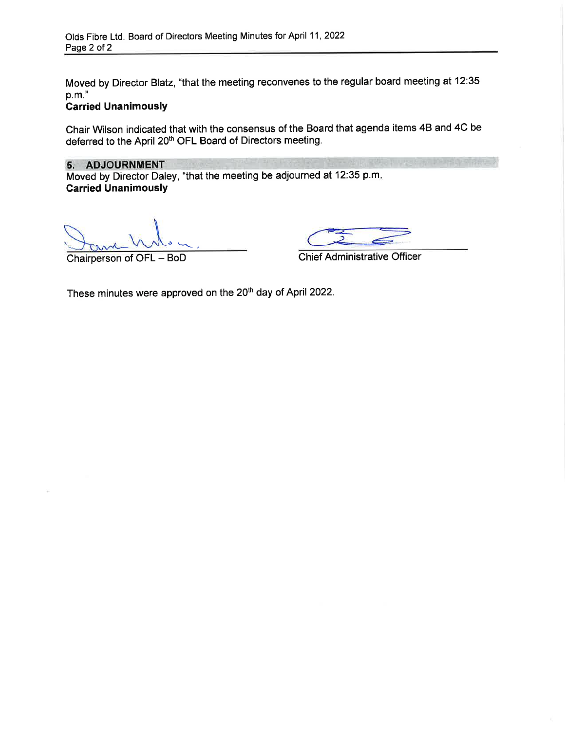Moved by Director Blatz, "that the meeting reconvenes to the regular board meeting at 12:35 p.m."
**Carried Unanimously**

Chair Wilson indicated that with the consensus of the Board that agenda items 4B and 4C be deferred to the April 20th OFL Board of Directors meeting.

## 5. ADJOURNMENT

Moved by Director Daley, "that the meeting be adjourned at 12:35 p.m.
**Carried Unanimously**

Chairperson of OFL – BoD

Chief Administrative Officer

These minutes were approved on the 20th day of April 2022.